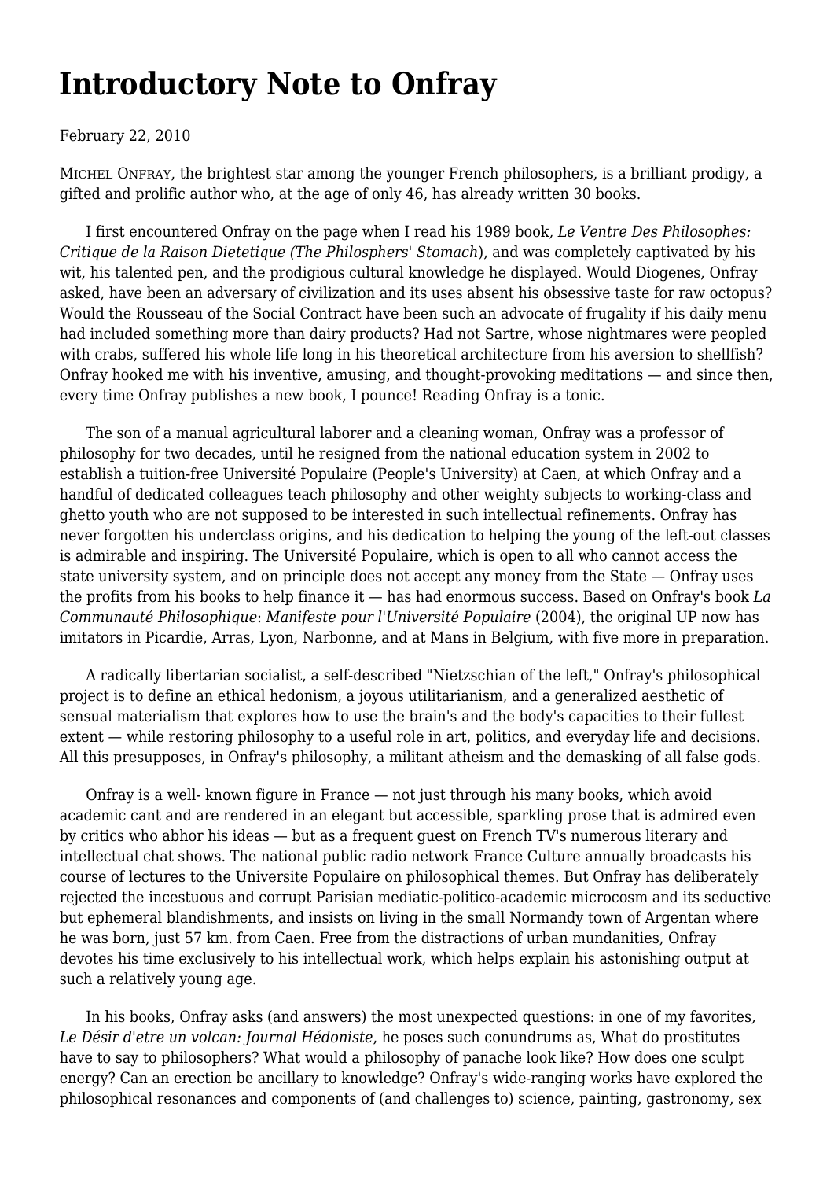# Introductory Note to Onfray

February 22, 2010

MICHEL ONFRAY, the brightest star among the younger French philosophers, is a brilliant prodigy, a gifted and prolific author who, at the age of only 46, has already written 30 books.

I first encountered Onfray on the page when I read his 1989 book*, Le Ventre Des Philosophes: Critique de la Raison Dietetique (The Philosphers' Stomach*), and was completely captivated by his wit, his talented pen, and the prodigious cultural knowledge he displayed. Would Diogenes, Onfray asked, have been an adversary of civilization and its uses absent his obsessive taste for raw octopus? Would the Rousseau of the Social Contract have been such an advocate of frugality if his daily menu had included something more than dairy products? Had not Sartre, whose nightmares were peopled with crabs, suffered his whole life long in his theoretical architecture from his aversion to shellfish? Onfray hooked me with his inventive, amusing, and thought-provoking meditations — and since then, every time Onfray publishes a new book, I pounce! Reading Onfray is a tonic.

The son of a manual agricultural laborer and a cleaning woman, Onfray was a professor of philosophy for two decades, until he resigned from the national education system in 2002 to establish a tuition-free Université Populaire (People's University) at Caen, at which Onfray and a handful of dedicated colleagues teach philosophy and other weighty subjects to working-class and ghetto youth who are not supposed to be interested in such intellectual refinements. Onfray has never forgotten his underclass origins, and his dedication to helping the young of the left-out classes is admirable and inspiring. The Université Populaire, which is open to all who cannot access the state university system, and on principle does not accept any money from the State — Onfray uses the profits from his books to help finance it — has had enormous success. Based on Onfray's book *La Communauté Philosophique*: *Manifeste pour l'Université Populaire* (2004), the original UP now has imitators in Picardie, Arras, Lyon, Narbonne, and at Mans in Belgium, with five more in preparation.

A radically libertarian socialist, a self-described "Nietzschian of the left," Onfray's philosophical project is to define an ethical hedonism, a joyous utilitarianism, and a generalized aesthetic of sensual materialism that explores how to use the brain's and the body's capacities to their fullest extent — while restoring philosophy to a useful role in art, politics, and everyday life and decisions. All this presupposes, in Onfray's philosophy, a militant atheism and the demasking of all false gods.

Onfray is a well- known figure in France — not just through his many books, which avoid academic cant and are rendered in an elegant but accessible, sparkling prose that is admired even by critics who abhor his ideas — but as a frequent guest on French TV's numerous literary and intellectual chat shows. The national public radio network France Culture annually broadcasts his course of lectures to the Universite Populaire on philosophical themes. But Onfray has deliberately rejected the incestuous and corrupt Parisian mediatic-politico-academic microcosm and its seductive but ephemeral blandishments, and insists on living in the small Normandy town of Argentan where he was born, just 57 km. from Caen. Free from the distractions of urban mundanities, Onfray devotes his time exclusively to his intellectual work, which helps explain his astonishing output at such a relatively young age.

In his books, Onfray asks (and answers) the most unexpected questions: in one of my favorites*, Le Désir d'etre un volcan: Journal Hédoniste*, he poses such conundrums as, What do prostitutes have to say to philosophers? What would a philosophy of panache look like? How does one sculpt energy? Can an erection be ancillary to knowledge? Onfray's wide-ranging works have explored the philosophical resonances and components of (and challenges to) science, painting, gastronomy, sex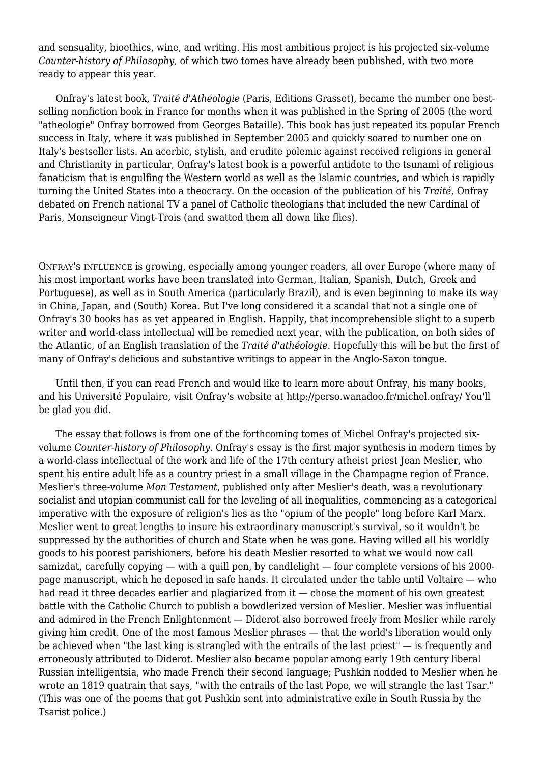and sensuality, bioethics, wine, and writing. His most ambitious project is his projected six-volume *Counter-history of Philosophy*, of which two tomes have already been published, with two more ready to appear this year.

Onfray's latest book*, Traité d'Athéologie* (Paris, Editions Grasset), became the number one best-selling nonfiction book in France for months when it was published in the Spring of 2005 (the word "atheologie" Onfray borrowed from Georges Bataille). This book has just repeated its popular French success in Italy, where it was published in September 2005 and quickly soared to number one on Italy's bestseller lists. An acerbic, stylish, and erudite polemic against received religions in general and Christianity in particular, Onfray's latest book is a powerful antidote to the tsunami of religious fanaticism that is engulfing the Western world as well as the Islamic countries, and which is rapidly turning the United States into a theocracy. On the occasion of the publication of his *Traité,* Onfray debated on French national TV a panel of Catholic theologians that included the new Cardinal of Paris, Monseigneur Vingt-Trois (and swatted them all down like flies).

ONFRAY'S INFLUENCE is growing, especially among younger readers, all over Europe (where many of his most important works have been translated into German, Italian, Spanish, Dutch, Greek and Portuguese), as well as in South America (particularly Brazil), and is even beginning to make its way in China, Japan, and (South) Korea. But I've long considered it a scandal that not a single one of Onfray's 30 books has as yet appeared in English. Happily, that incomprehensible slight to a superb writer and world-class intellectual will be remedied next year, with the publication, on both sides of the Atlantic, of an English translation of the *Traité d'athéologie*. Hopefully this will be but the first of many of Onfray's delicious and substantive writings to appear in the Anglo-Saxon tongue.

Until then, if you can read French and would like to learn more about Onfray, his many books, and his Université Populaire, visit Onfray's website at http://perso.wanadoo.fr/michel.onfray/ You'll be glad you did.

The essay that follows is from one of the forthcoming tomes of Michel Onfray's projected six-volume *Counter-history of Philosophy*. Onfray's essay is the first major synthesis in modern times by a world-class intellectual of the work and life of the 17th century atheist priest Jean Meslier, who spent his entire adult life as a country priest in a small village in the Champagne region of France. Meslier's three-volume *Mon Testament*, published only after Meslier's death, was a revolutionary socialist and utopian communist call for the leveling of all inequalities, commencing as a categorical imperative with the exposure of religion's lies as the "opium of the people" long before Karl Marx. Meslier went to great lengths to insure his extraordinary manuscript's survival, so it wouldn't be suppressed by the authorities of church and State when he was gone. Having willed all his worldly goods to his poorest parishioners, before his death Meslier resorted to what we would now call samizdat, carefully copying — with a quill pen, by candlelight — four complete versions of his 2000-page manuscript, which he deposed in safe hands. It circulated under the table until Voltaire — who had read it three decades earlier and plagiarized from it — chose the moment of his own greatest battle with the Catholic Church to publish a bowdlerized version of Meslier. Meslier was influential and admired in the French Enlightenment — Diderot also borrowed freely from Meslier while rarely giving him credit. One of the most famous Meslier phrases — that the world's liberation would only be achieved when "the last king is strangled with the entrails of the last priest" — is frequently and erroneously attributed to Diderot. Meslier also became popular among early 19th century liberal Russian intelligentsia, who made French their second language; Pushkin nodded to Meslier when he wrote an 1819 quatrain that says, "with the entrails of the last Pope, we will strangle the last Tsar." (This was one of the poems that got Pushkin sent into administrative exile in South Russia by the Tsarist police.)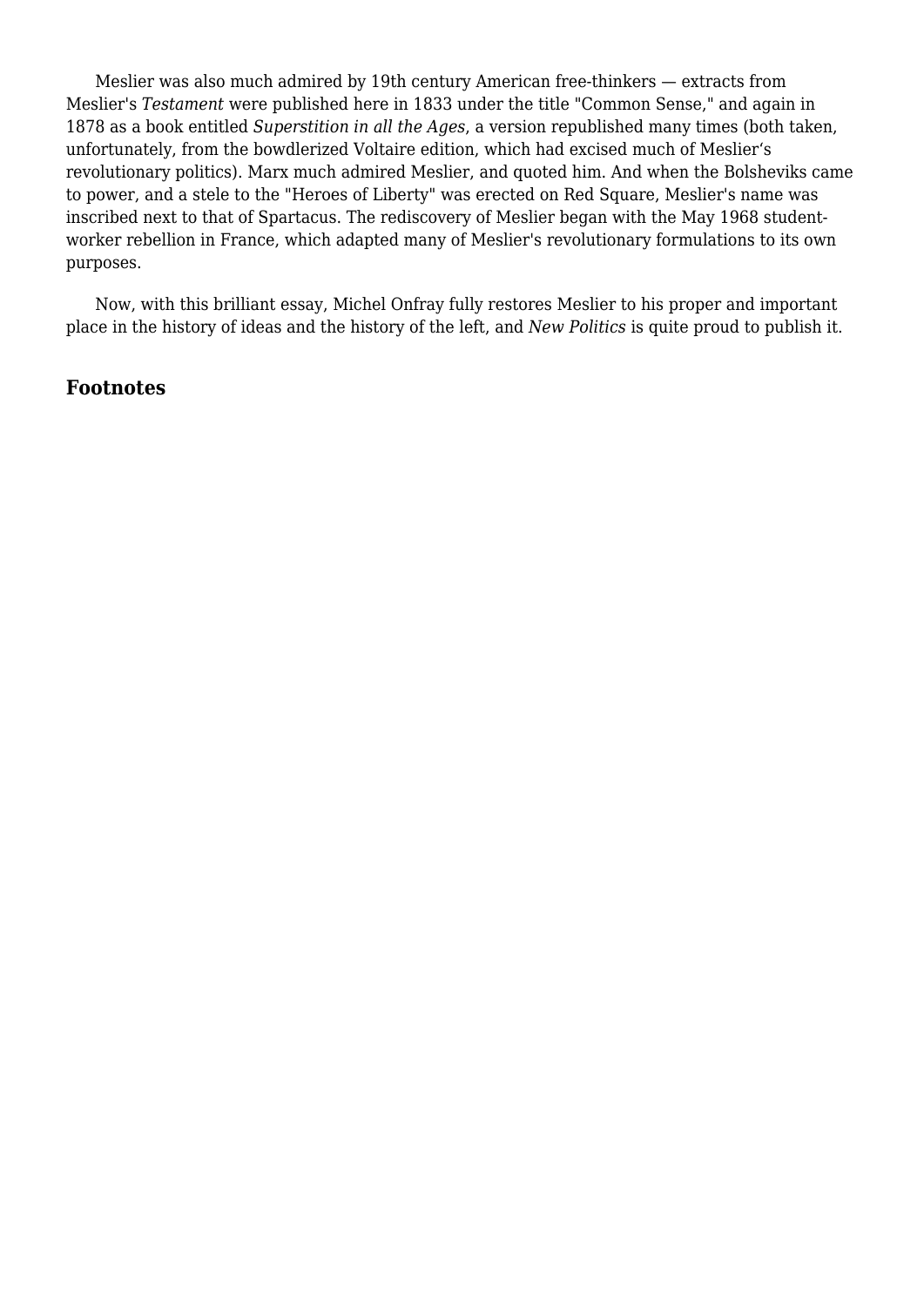Meslier was also much admired by 19th century American free-thinkers — extracts from Meslier's *Testament* were published here in 1833 under the title "Common Sense," and again in 1878 as a book entitled *Superstition in all the Ages*, a version republished many times (both taken, unfortunately, from the bowdlerized Voltaire edition, which had excised much of Meslier's revolutionary politics). Marx much admired Meslier, and quoted him. And when the Bolsheviks came to power, and a stele to the "Heroes of Liberty" was erected on Red Square, Meslier's name was inscribed next to that of Spartacus. The rediscovery of Meslier began with the May 1968 student-worker rebellion in France, which adapted many of Meslier's revolutionary formulations to its own purposes.

Now, with this brilliant essay, Michel Onfray fully restores Meslier to his proper and important place in the history of ideas and the history of the left, and *New Politics* is quite proud to publish it.

### Footnotes